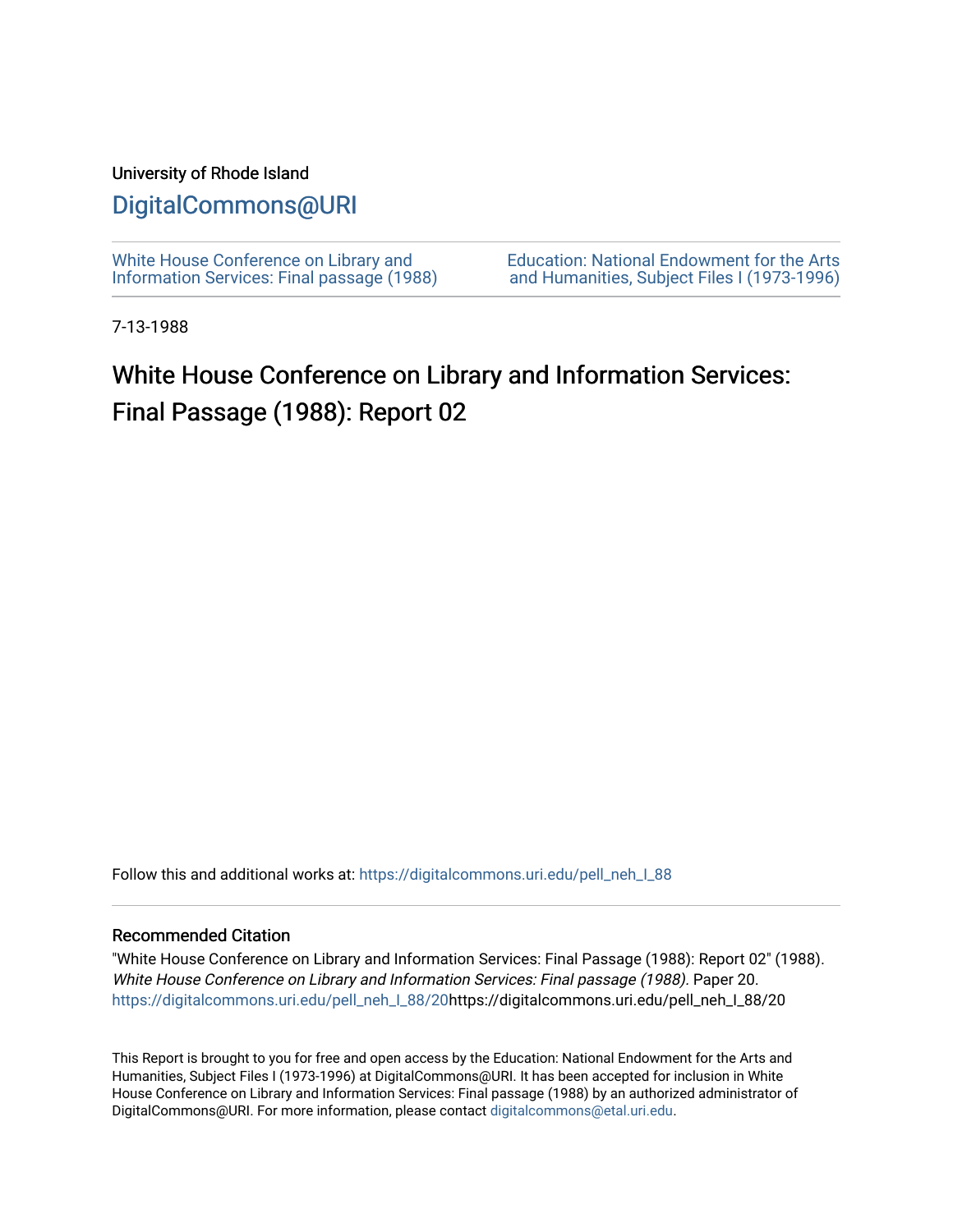University of Rhode Island

# DigitalCommons@URI

White House Conference on Library and Information Services: Final passage (1988)

Education: National Endowment for the Arts and Humanities, Subject Files I (1973-1996)

7-13-1988

## White House Conference on Library and Information Services: Final Passage (1988): Report 02

Follow this and additional works at: https://digitalcommons.uri.edu/pell_neh_I_88

### Recommended Citation

"White House Conference on Library and Information Services: Final Passage (1988): Report 02" (1988). *White House Conference on Library and Information Services: Final passage (1988)*. Paper 20. https://digitalcommons.uri.edu/pell_neh_I_88/20https://digitalcommons.uri.edu/pell_neh_I_88/20

This Report is brought to you for free and open access by the Education: National Endowment for the Arts and Humanities, Subject Files I (1973-1996) at DigitalCommons@URI. It has been accepted for inclusion in White House Conference on Library and Information Services: Final passage (1988) by an authorized administrator of DigitalCommons@URI. For more information, please contact digitalcommons@etal.uri.edu.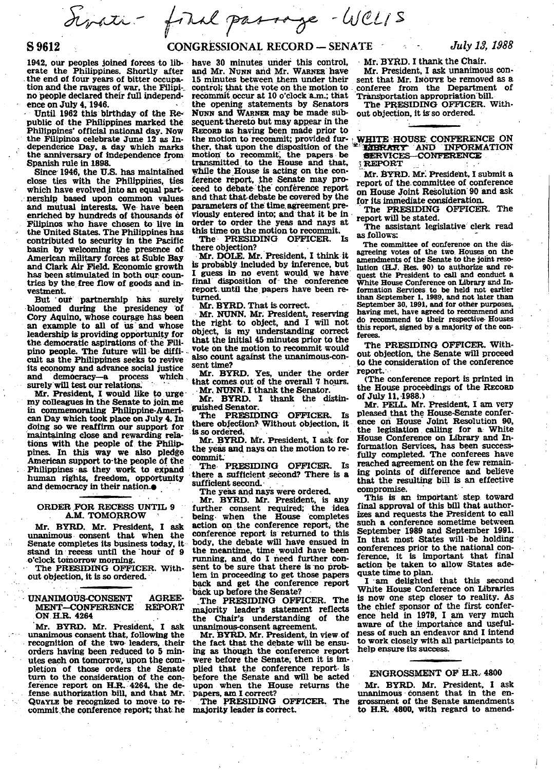Senate - final passage - WCLIS

1942, our peoples joined forces to liberate the Philippines. Shortly after the end of four years of bitter occupation and the ravages of war, the Filipino people declared their full independence on July 4, 1946.

Until 1962 this birthday of the Republic of the Philippines marked the Philippines' official national day. Now the Filipinos celebrate June 12 as Independence Day, a day which marks the anniversary of independence from Spanish rule in 1898.

Since 1946, the U.S. has maintained close ties with the Philippines, ties which have evolved into an equal partnership based upon common values and mutual interests. We have been enriched by hundreds of thousands of Filipinos who have chosen to live in the United States. The Philippines has contributed to security in the Pacific basin by welcoming the presence of American military forces at Subic Bay and Clark Air Field. Economic growth has been stimulated in both our countries by the free flow of goods and investment.

But our partnership has surely bloomed during the presidency of Cory Aquino, whose courage has been an example to all of us and whose leadership is providing opportunity for the democratic aspirations of the Filipino people. The future will be difficult as the Philippines seeks to revive its economy and advance social justice and democracy—a process which surely will test our relations.

Mr. President, I would like to urge my colleagues in the Senate to join me in commemorating Philippine-American Day which took place on July 4. In doing so we reaffirm our support for maintaining close and rewarding relations with the people of the Philippines. In this way we also pledge American support to the people of the Philippines as they work to expand human rights, freedom, opportunity and democracy in their nation.●

## ORDER FOR RECESS UNTIL 9 A.M. TOMORROW

Mr. BYRD. Mr. President, I ask unanimous consent that when the Senate completes its business today, it stand in recess until the hour of 9 o'clock tomorrow morning.

The PRESIDING OFFICER. Without objection, it is so ordered.

## UNANIMOUS-CONSENT AGREEMENT—CONFERENCE REPORT ON H.R. 4264

Mr. BYRD. Mr. President, I ask unanimous consent that, following the recognition of the two leaders, their orders having been reduced to 5 minutes each on tomorrow, upon the completion of those orders the Senate turn to the consideration of the conference report on H.R. 4264, the defense authorization bill, and that Mr. QUAYLE be recognized to move to recommit the conference report; that he have 30 minutes under this control, and Mr. NUNN and Mr. WARNER have 15 minutes between them under their control; that the vote on the motion to recommit occur at 10 o'clock a.m.; that the opening statements by Senators NUNN and WARNER may be made subsequent thereto but may appear in the RECORD as having been made prior to the motion to recommit; provided further, that upon the disposition of the motion to recommit, the papers be transmitted to the House and that, while the House is acting on the conference report, the Senate may proceed to debate the conference report and that debate be covered by the parameters of the time agreement previously entered into; and that it be in order to order the yeas and nays at this time on the motion to recommit.

The PRESIDING OFFICER. Is there objection?

Mr. DOLE. Mr. President, I think it is probably included by inference, but I guess in no event would we have final disposition of the conference report until the papers have been returned.

Mr. BYRD. That is correct.

Mr. NUNN. Mr. President, reserving the right to object, and I will not object, is my understanding correct that the initial 45 minutes prior to the vote on the motion to recommit would also count against the unanimous-consent time?

Mr. BYRD. Yes, under the order that comes out of the overall 7 hours.

Mr. NUNN. I thank the Senator.

Mr. BYRD. I thank the distinguished Senator.

The PRESIDING OFFICER. Is there objection? Without objection, it is so ordered.

Mr. BYRD. Mr. President, I ask for the yeas and nays on the motion to recommit.

The PRESIDING OFFICER. Is there a sufficient second? There is a sufficient second.

The yeas and nays were ordered.

Mr. BYRD. Mr. President, is any further consent required; the idea being when the House completes action on the conference report, the conference report is returned to this body, the debate will have ensued in the meantime, time would have been running, and do I need further consent to be sure that there is no problem in proceeding to get those papers back and get the conference report back up before the Senate?

The PRESIDING OFFICER. The majority leader's statement reflects the Chair's understanding of the unanimous-consent agreement.

Mr. BYRD. Mr. President, in view of the fact that the debate will be ensuing as though the conference report were before the Senate, then it is implied that the conference report is before the Senate and will be acted upon when the House returns the papers, am I correct?

The PRESIDING OFFICER. The majority leader is correct.

Mr. BYRD. I thank the Chair.

Mr. President, I ask unanimous consent that Mr. INOUYE be removed as a conferee from the Department of Transportation appropriation bill.

The PRESIDING OFFICER. Without objection, it is so ordered.

## WHITE HOUSE CONFERENCE ON LIBRARY AND INFORMATION SERVICES—CONFERENCE REPORT

Mr. BYRD. Mr. President, I submit a report of the committee of conference on House Joint Resolution 90 and ask for its immediate consideration.

The PRESIDING OFFICER. The report will be stated.

The assistant legislative clerk read as follows:

The committee of conference on the disagreeing votes of the two Houses on the amendments of the Senate to the joint resolution (H.J. Res. 90) to authorize and request the President to call and conduct a White House Conference on Library and Information Services to be held not earlier than September 1, 1989, and not later than September 30, 1991, and for other purposes, having met, have agreed to recommend and do recommend to their respective Houses this report, signed by a majority of the conferees.

The PRESIDING OFFICER. Without objection, the Senate will proceed to the consideration of the conference report.

(The conference report is printed in the House proceedings of the RECORD of July 11, 1988.)

Mr. PELL. Mr. President, I am very pleased that the House-Senate conference on House Joint Resolution 90, the legislation calling for a White House Conference on Library and Information Services, has been successfully completed. The conferees have reached agreement on the few remaining points of difference and believe that the resulting bill is an effective compromise.

This is an important step toward final approval of this bill that authorizes and requests the President to call such a conference sometime between September 1989 and September 1991. In that most States will be holding conferences prior to the national conference, it is important that final action be taken to allow States adequate time to plan.

I am delighted that this second White House Conference on Libraries is now one step closer to reality. As the chief sponsor of the first conference held in 1979, I am very much aware of the importance and usefulness of such an endeavor and I intend to work closely with all participants to help ensure its success.

## ENGROSSMENT OF H.R. 4800

Mr. BYRD. Mr. President, I ask unanimous consent that in the engrossment of the Senate amendments to H.R. 4800, with regard to amend-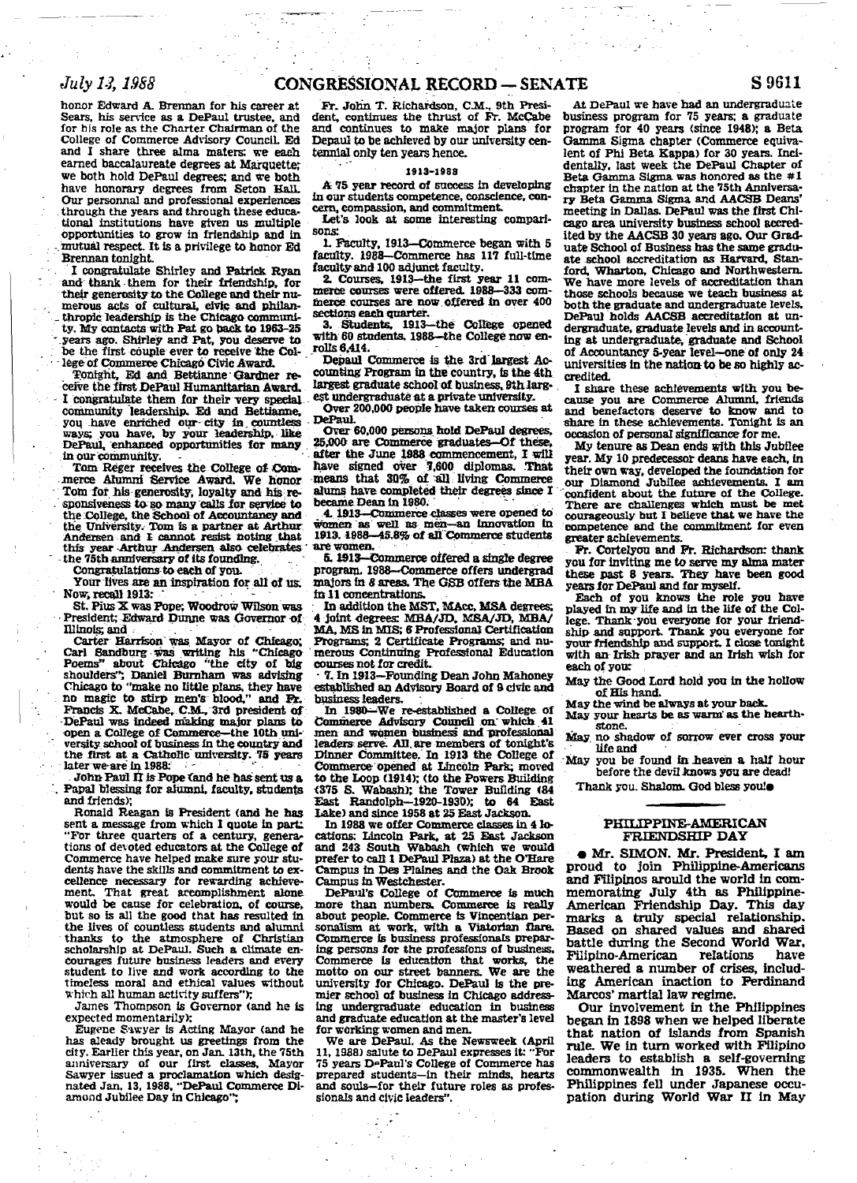honor Edward A. Brennan for his career at Sears, his service as a DePaul trustee, and for his role as the Charter Chairman of the College of Commerce Advisory Council. Ed and I share three alma maters: we each earned baccalaureate degrees at Marquette; we both hold DePaul degrees; and we both have honorary degrees from Seton Hall. Our personnal and professional experiences through the years and through these educational institutions have given us multiple opportunities to grow in friendship and in mutual respect. It is a privilege to honor Ed Brennan tonight.

I congratulate Shirley and Patrick Ryan and thank them for their friendship, for their generosity to the College and their numerous acts of cultural, civic and philanthropic leadership is the Chicago community. My contacts with Pat go back to 1963–25 years ago. Shirley and Pat, you deserve to be the first couple ever to receive the College of Commerce Chicago Civic Award.

Tonight, Ed and Bettianne Gardner receive the first DePaul Humanitarian Award. I congratulate them for their very special community leadership. Ed and Bettianne, you have enriched our city in countless ways; you have, by your leadership, like DePaul, enhanced opportunities for many in our community.

Tom Reger receives the College of Commerce Alumni Service Award. We honor Tom for his generosity, loyalty and his responsiveness to so many calls for service to the College, the School of Accountancy and the University. Tom is a partner at Arthur Andersen and I cannot resist noting that this year Arthur Andersen also celebrates the 75th anniversary of its founding.

Congratulations to each of you.

Your lives are an inspiration for all of us. Now, recall 1913:

St. Pius X was Pope; Woodrow Wilson was President; Edward Dunne was Governor of Illinois; and

Carter Harrison was Mayor of Chicago; Carl Sandburg was writing his "Chicago Poems" about Chicago "the city of big shoulders"; Daniel Burnham was advising Chicago to "make no little plans, they have no magic to stirp men's blood," and Fr. Francis X. McCabe, C.M., 3rd president of DePaul was indeed making major plans to open a College of Commerce—the 10th university school of business in the country and the first at a Catholic university. 75 years later we are in 1988:

John Paul II is Pope (and he has sent us a Papal blessing for alumni, faculty, students and friends);

Ronald Reagan is President (and he has sent a message from which I quote in part: "For three quarters of a century, generations of devoted educators at the College of Commerce have helped make sure your students have the skills and commitment to excellence necessary for rewarding achievement. That great accomplishment alone would be cause for celebration, of course, but so is all the good that has resulted in the lives of countless students and alumni thanks to the atmosphere of Christian scholarship at DePaul. Such a climate encourages future business leaders and every student to live and work according to the timeless moral and ethical values without which all human activity suffers");

James Thompson is Governor (and he is expected momentarily);

Eugene Sawyer is Acting Mayor (and he has already brought us greetings from the city. Earlier this year, on Jan. 13th, the 75th anniversary of our first classes, Mayor Sawyer issued a proclamation which designated Jan. 13, 1988, "DePaul Commerce Diamond Jubilee Day in Chicago";

Fr. John T. Richardson, C.M., 9th President, continues the thrust of Fr. McCabe and continues to make major plans for Depaul to be achieved by our university centennial only ten years hence.

**1913–1988**

A 75 year record of success in developing in our students competence, conscience, concern, compassion, and commitment.

Let's look at some interesting comparisons:

1. Faculty, 1913—Commerce began with 5 faculty. 1988—Commerce has 117 full-time faculty and 100 adjunct faculty.

2. Courses, 1913—the first year 11 commerce courses were offered. 1988—333 commerce courses are now offered in over 400 sections each quarter.

3. Students, 1913—the College opened with 60 students. 1988—the College now enrolls 6,414.

Depaul Commerce is the 3rd largest Accounting Program in the country, is the 4th largest graduate school of business, 9th largest undergraduate at a private university.

Over 200,000 people have taken courses at DePaul.

Over 60,000 persons hold DePaul degrees, 25,000 are Commerce graduates—Of these, after the June 1988 commencement, I will have signed over 7,600 diplomas. That means that 30% of all living Commerce alums have completed their degrees since I became Dean in 1980.

4. 1913—Commerce classes were opened to women as well as men—an innovation in 1913. 1988—45.8% of all Commerce students are women.

5. 1913—Commerce offered a single degree program. 1988—Commerce offers undergrad majors in 8 areas. The GSB offers the MBA in 11 concentrations.

In addition the MST, MAcc, MSA degrees; 4 joint degrees: MBA/JD, MSA/JD, MBA/MA, MS in MIS; 6 Professional Certification Programs; 2 Certificate Programs; and numerous Continuing Professional Education courses not for credit.

7. In 1913—Founding Dean John Mahoney established an Advisory Board of 9 civic and business leaders.

In 1980—We re-established a College of Commerce Advisory Council on which 41 men and women business and professional leaders serve. All are members of tonight's Dinner Committee. In 1913 the College of Commerce opened at Lincoln Park; moved to the Loop (1914); (to the Powers Building (375 S. Wabash); the Tower Building (84 East Randolph—1920–1930); to 64 East Lake) and since 1958 at 25 East Jackson.

In 1988 we offer Commerce classes in 4 locations: Lincoln Park, at 25 East Jackson and 243 South Wabash (which we would prefer to call 1 DePaul Plaza) at the O'Hare Campus in Des Plaines and the Oak Brook Campus in Westchester.

DePaul's College of Commerce is much more than numbers. Commerce is really about people. Commerce is Vincentian personalism at work, with a Viatorian flare. Commerce is business professionals preparing persons for the professions of business. Commerce is education that works, the motto on our street banners. We are the university for Chicago. DePaul is the premier school of business in Chicago addressing undergraduate education in business and graduate education at the master's level for working women and men.

We are DePaul. As the Newsweek (April 11, 1988) salute to DePaul expresses it: "For 75 years DePaul's College of Commerce has prepared students—in their minds, hearts and souls—for their future roles as professionals and civic leaders".

At DePaul we have had an undergraduate business program for 75 years; a graduate program for 40 years (since 1948); a Beta Gamma Sigma chapter (Commerce equivalent of Phi Beta Kappa) for 30 years. Incidentally, last week the DePaul Chapter of Beta Gamma Sigma was honored as the #1 chapter in the nation at the 75th Anniversary Beta Gamma Sigma and AACSB Deans' meeting in Dallas. DePaul was the first Chicago area university business school accredited by the AACSB 30 years ago. Our Graduate School of Business has the same graduate school accreditation as Harvard, Stanford, Wharton, Chicago and Northwestern. We have more levels of accreditation than those schools because we teach business at both the graduate and undergraduate levels. DePaul holds AACSB accreditation at undergraduate, graduate levels and in accounting at undergraduate, graduate and School of Accountancy 5-year level—one of only 24 universities in the nation to be so highly accredited.

I share these achievements with you because you are Commerce Alumni, friends and benefactors deserve to know and to share in these achievements. Tonight is an occasion of personal significance for me.

My tenure as Dean ends with this Jubilee year. My 10 predecessor deans have each, in their own way, developed the foundation for our Diamond Jubilee achievements. I am confident about the future of the College. There are challenges which must be met courageously but I believe that we have the competence and the commitment for even greater achievements.

Fr. Cortelyou and Fr. Richardson: thank you for inviting me to serve my alma mater these past 8 years. They have been good years for DePaul and for myself.

Each of you knows the role you have played in my life and in the life of the College. Thank you everyone for your friendship and support. Thank you everyone for your friendship and support. I close tonight with an Irish prayer and an Irish wish for each of you:

May the Good Lord hold you in the hollow of His hand.
May the wind be always at your back.
May your hearts be as warm as the hearthstone.
May no shadow of sorrow ever cross your life and
May you be found in heaven a half hour before the devil knows you are dead!

Thank you. Shalom. God bless you!●

## PHILIPPINE-AMERICAN FRIENDSHIP DAY

● Mr. SIMON. Mr. President, I am proud to join Philippine-Americans and Filipinos arould the world in commemorating July 4th as Philippine-American Friendship Day. This day marks a truly special relationship. Based on shared values and shared battle during the Second World War, Filipino-American relations have weathered a number of crises, including American inaction to Ferdinand Marcos' martial law regime.

Our involvement in the Philippines began in 1898 when we helped liberate that nation of islands from Spanish rule. We in turn worked with Filipino leaders to establish a self-governing commonwealth in 1935. When the Philippines fell under Japanese occupation during World War II in May